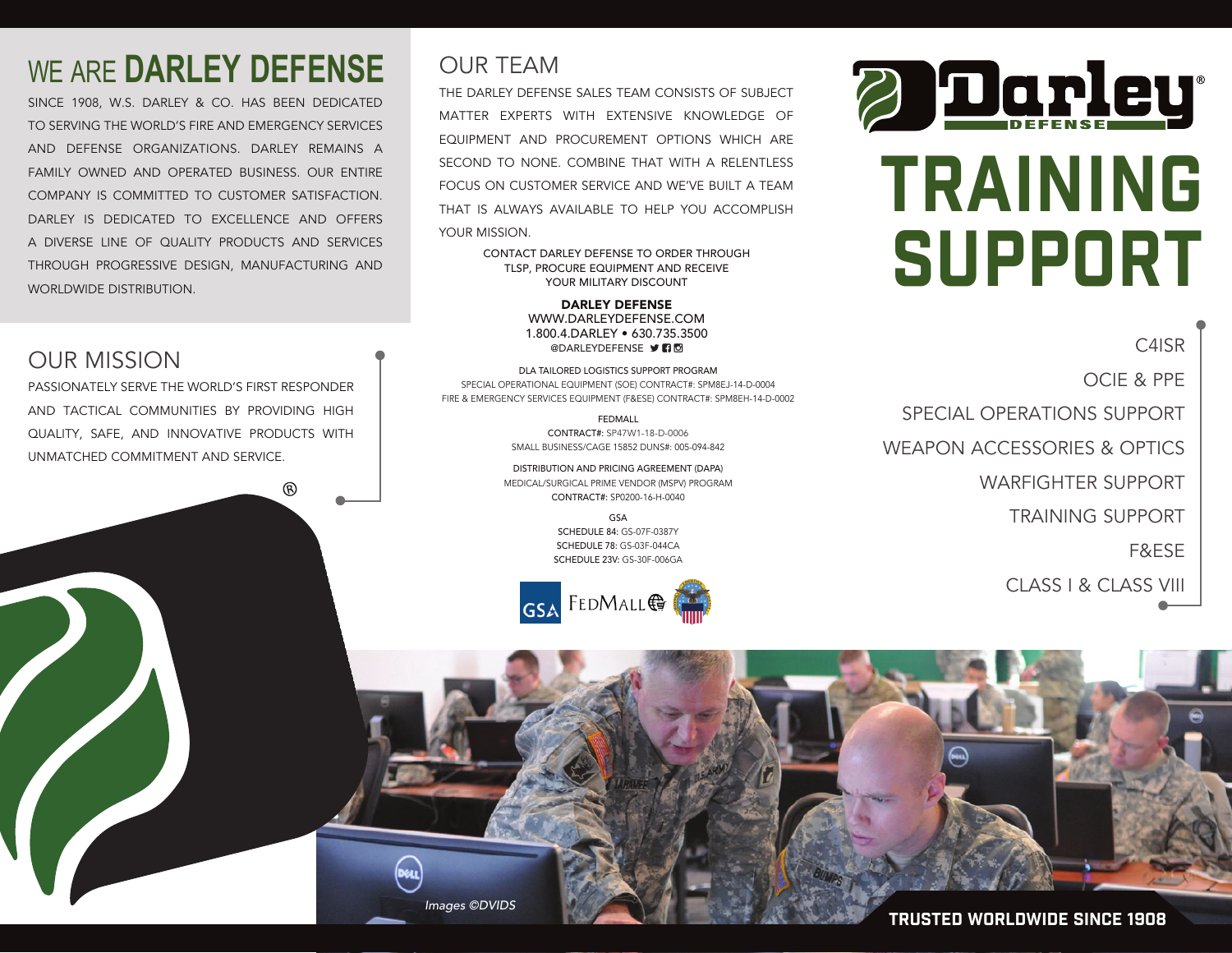# WE ARE DARLEY DEFENSE

SINCE 1908, W.S. DARLEY & CO. HAS BEEN DEDICATED TO SERVING THE WORLD'S FIRE AND EMERGENCY SERVICES AND DEFENSE ORGANIZATIONS. DARLEY REMAINS A FAMILY OWNED AND OPERATED BUSINESS. OUR ENTIRE COMPANY IS COMMITTED TO CUSTOMER SATISFACTION. DARLEY IS DEDICATED TO EXCELLENCE AND OFFERS A DIVERSE LINE OF QUALITY PRODUCTS AND SERVICES THROUGH PROGRESSIVE DESIGN, MANUFACTURING AND WORLDWIDE DISTRIBUTION.

## OUR MISSION

PASSIONATELY SERVE THE WORLD'S FIRST RESPONDER AND TACTICAL COMMUNITIES BY PROVIDING HIGH QUALITY, SAFE, AND INNOVATIVE PRODUCTS WITH UNMATCHED COMMITMENT AND SERVICE.

## OUR TEAM

THE DARLEY DEFENSE SALES TEAM CONSISTS OF SUBJECT MATTER EXPERTS WITH EXTENSIVE KNOWLEDGE OF EQUIPMENT AND PROCUREMENT OPTIONS WHICH ARE SECOND TO NONE. COMBINE THAT WITH A RELENTLESS FOCUS ON CUSTOMER SERVICE AND WE'VE BUILT A TEAM THAT IS ALWAYS AVAILABLE TO HELP YOU ACCOMPLISH YOUR MISSION.

CONTACT DARLEY DEFENSE TO ORDER THROUGH TLSP, PROCURE EQUIPMENT AND RECEIVE YOUR MILITARY DISCOUNT

**DARLEY DEFENSE**
WWW.DARLEYDEFENSE.COM
1.800.4.DARLEY • 630.735.3500
@DARLEYDEFENSE

DLA TAILORED LOGISTICS SUPPORT PROGRAM
SPECIAL OPERATIONAL EQUIPMENT (SOE) CONTRACT#: SPM8EJ-14-D-0004
FIRE & EMERGENCY SERVICES EQUIPMENT (F&ESE) CONTRACT#: SPM8EH-14-D-0002

FEDMALL
CONTRACT#: SP47W1-18-D-0006
SMALL BUSINESS/CAGE 15852 DUNS#: 005-094-842

DISTRIBUTION AND PRICING AGREEMENT (DAPA)
MEDICAL/SURGICAL PRIME VENDOR (MSPV) PROGRAM
CONTRACT#: SP0200-16-H-0040

GSA
SCHEDULE 84: GS-07F-0387Y
SCHEDULE 78: GS-03F-044CA
SCHEDULE 23V: GS-30F-006GA

GSA FEDMALL

# Darley DEFENSE

# TRAINING SUPPORT

- C4ISR
- OCIE & PPE
- SPECIAL OPERATIONS SUPPORT
- WEAPON ACCESSORIES & OPTICS
- WARFIGHTER SUPPORT
- TRAINING SUPPORT
- F&ESE
- CLASS I & CLASS VIII

*Images ©DVIDS*

**TRUSTED WORLDWIDE SINCE 1908**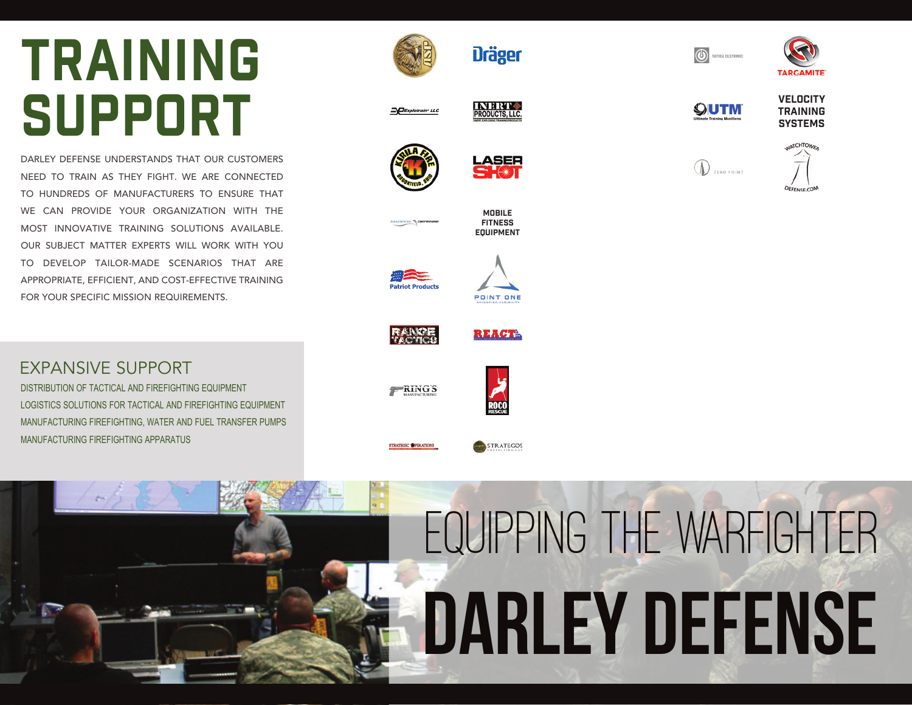# TRAINING SUPPORT

DARLEY DEFENSE UNDERSTANDS THAT OUR CUSTOMERS NEED TO TRAIN AS THEY FIGHT. WE ARE CONNECTED TO HUNDREDS OF MANUFACTURERS TO ENSURE THAT WE CAN PROVIDE YOUR ORGANIZATION WITH THE MOST INNOVATIVE TRAINING SOLUTIONS AVAILABLE. OUR SUBJECT MATTER EXPERTS WILL WORK WITH YOU TO DEVELOP TAILOR-MADE SCENARIOS THAT ARE APPROPRIATE, EFFICIENT, AND COST-EFFECTIVE TRAINING FOR YOUR SPECIFIC MISSION REQUIREMENTS.

## EXPANSIVE SUPPORT

DISTRIBUTION OF TACTICAL AND FIREFIGHTING EQUIPMENT
LOGISTICS SOLUTIONS FOR TACTICAL AND FIREFIGHTING EQUIPMENT
MANUFACTURING FIREFIGHTING, WATER AND FUEL TRANSFER PUMPS
MANUFACTURING FIREFIGHTING APPARATUS

ISP
Dräger
Explotrain LLC
INERT PRODUCTS, LLC.
KARILA FIRE BROOKFIELD, OHIO
LASER SHOT
MADDOX DEFENSE
MOBILE FITNESS EQUIPMENT
Patriot Products
POINT ONE
RANGE TACTICS
REACT
RING'S MANUFACTURING
ROCO RESCUE
STRATEGIC OPERATIONS
STRATEGOS
TACTICAL ELECTRONICS
TARGAMITE
UTM Ultimate Training Munitions
VELOCITY TRAINING SYSTEMS
ZERO POINT
WATCHTOWER DEFENSE.COM

EQUIPPING THE WARFIGHTER

# DARLEY DEFENSE